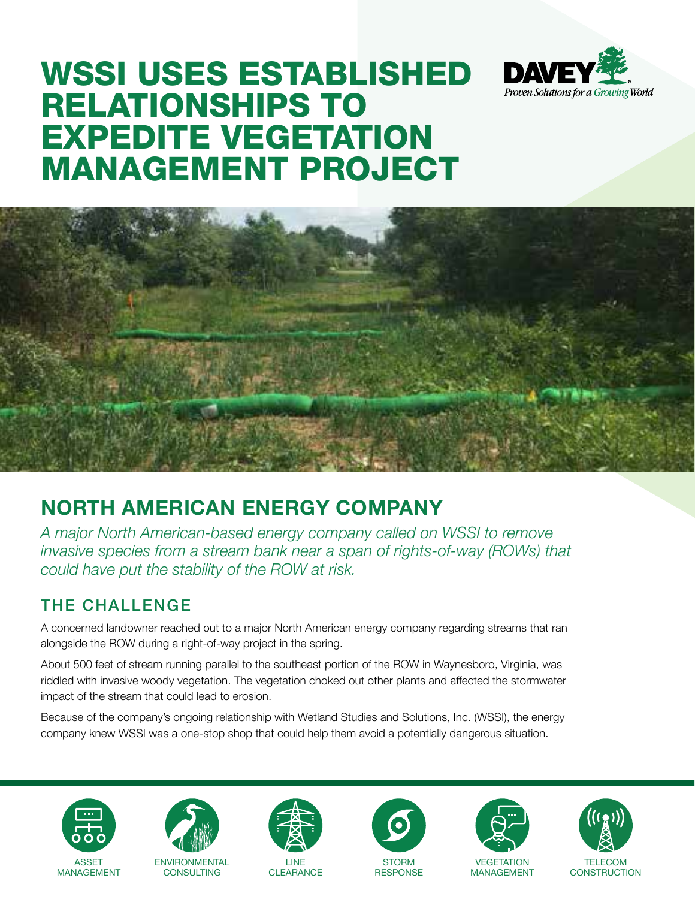# WSSI USES ESTABLISHED RELATIONSHIPS TO EXPEDITE VEGETATION MANAGEMENT PROJECT

DAVEY
*Proven Solutions for a Growing World*

## NORTH AMERICAN ENERGY COMPANY

*A major North American-based energy company called on WSSI to remove invasive species from a stream bank near a span of rights-of-way (ROWs) that could have put the stability of the ROW at risk.*

### THE CHALLENGE

A concerned landowner reached out to a major North American energy company regarding streams that ran alongside the ROW during a right-of-way project in the spring.

About 500 feet of stream running parallel to the southeast portion of the ROW in Waynesboro, Virginia, was riddled with invasive woody vegetation. The vegetation choked out other plants and affected the stormwater impact of the stream that could lead to erosion.

Because of the company's ongoing relationship with Wetland Studies and Solutions, Inc. (WSSI), the energy company knew WSSI was a one-stop shop that could help them avoid a potentially dangerous situation.

ASSET MANAGEMENT | ENVIRONMENTAL CONSULTING | LINE CLEARANCE | STORM RESPONSE | VEGETATION MANAGEMENT | TELECOM CONSTRUCTION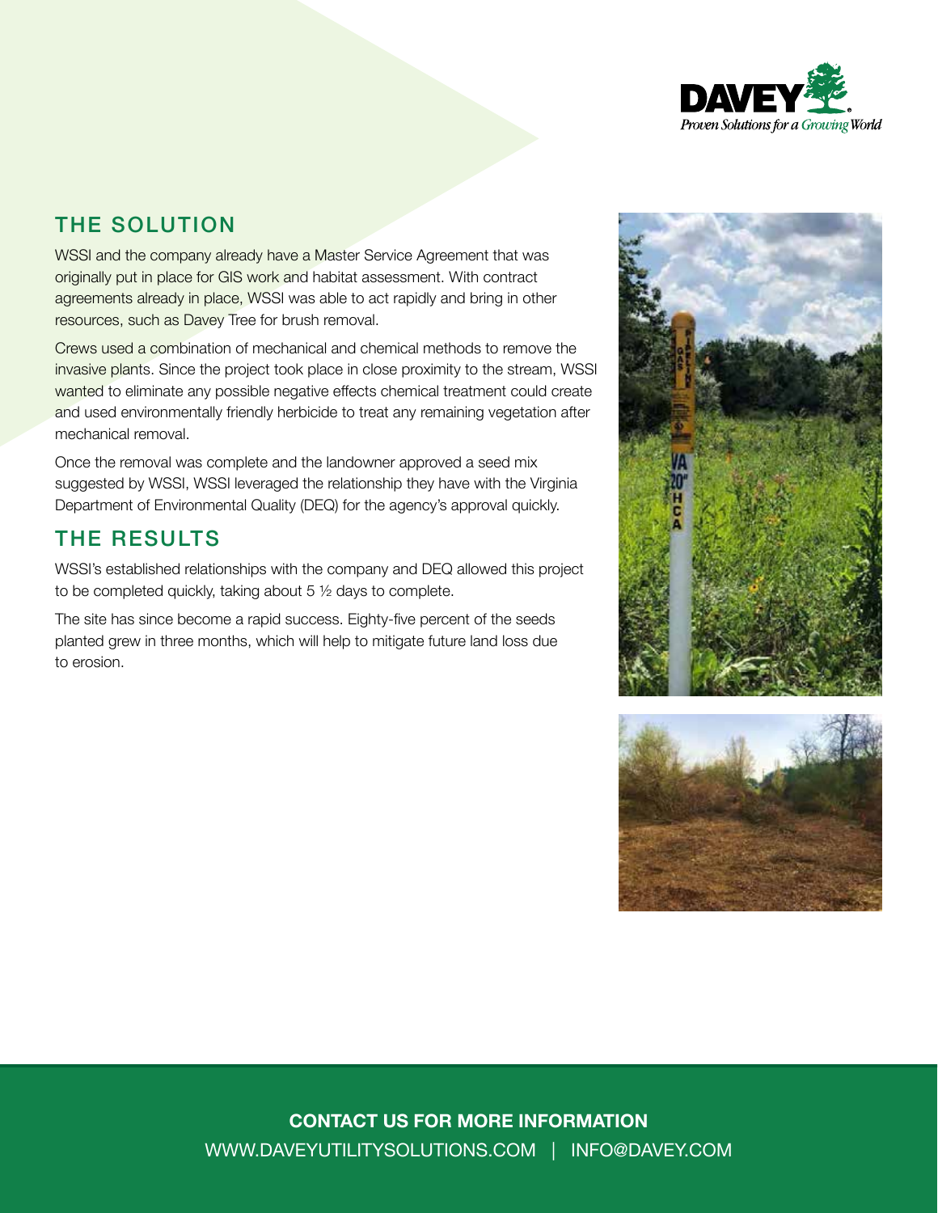## THE SOLUTION

WSSI and the company already have a Master Service Agreement that was originally put in place for GIS work and habitat assessment. With contract agreements already in place, WSSI was able to act rapidly and bring in other resources, such as Davey Tree for brush removal.

Crews used a combination of mechanical and chemical methods to remove the invasive plants. Since the project took place in close proximity to the stream, WSSI wanted to eliminate any possible negative effects chemical treatment could create and used environmentally friendly herbicide to treat any remaining vegetation after mechanical removal.

Once the removal was complete and the landowner approved a seed mix suggested by WSSI, WSSI leveraged the relationship they have with the Virginia Department of Environmental Quality (DEQ) for the agency's approval quickly.

## THE RESULTS

WSSI's established relationships with the company and DEQ allowed this project to be completed quickly, taking about 5 ½ days to complete.

The site has since become a rapid success. Eighty-five percent of the seeds planted grew in three months, which will help to mitigate future land loss due to erosion.

**CONTACT US FOR MORE INFORMATION**

WWW.DAVEYUTILITYSOLUTIONS.COM | INFO@DAVEY.COM